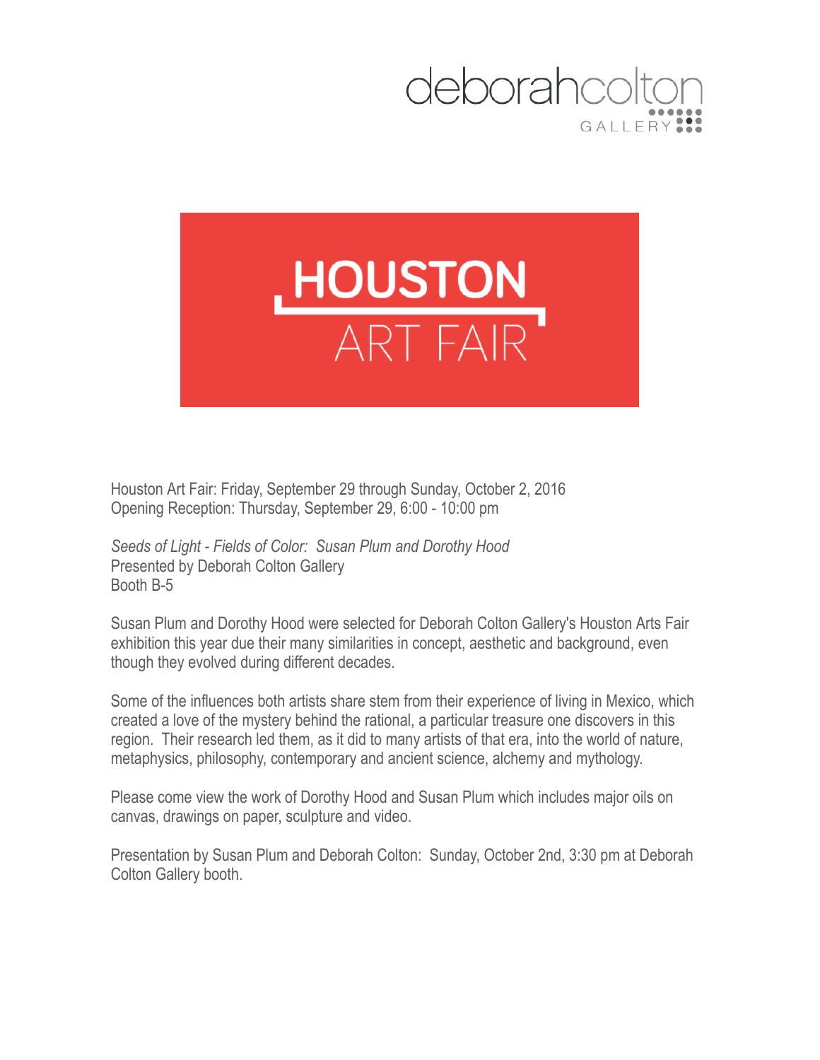deborahcolton GALLERY

HOUSTON ART FAIR

Houston Art Fair: Friday, September 29 through Sunday, October 2, 2016
Opening Reception: Thursday, September 29, 6:00 - 10:00 pm

*Seeds of Light - Fields of Color: Susan Plum and Dorothy Hood*
Presented by Deborah Colton Gallery
Booth B-5

Susan Plum and Dorothy Hood were selected for Deborah Colton Gallery's Houston Arts Fair exhibition this year due their many similarities in concept, aesthetic and background, even though they evolved during different decades.

Some of the influences both artists share stem from their experience of living in Mexico, which created a love of the mystery behind the rational, a particular treasure one discovers in this region. Their research led them, as it did to many artists of that era, into the world of nature, metaphysics, philosophy, contemporary and ancient science, alchemy and mythology.

Please come view the work of Dorothy Hood and Susan Plum which includes major oils on canvas, drawings on paper, sculpture and video.

Presentation by Susan Plum and Deborah Colton: Sunday, October 2nd, 3:30 pm at Deborah Colton Gallery booth.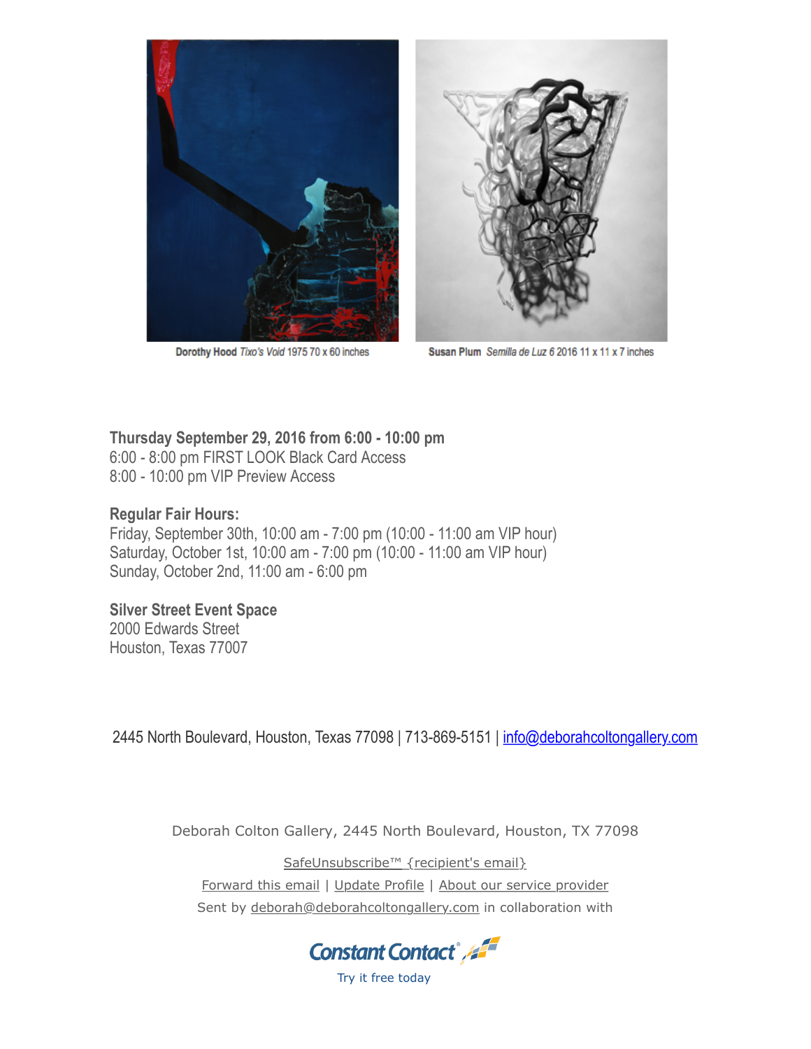Dorothy Hood *Tixo's Void* 1975 70 x 60 inches

Susan Plum *Semilla de Luz 6* 2016 11 x 11 x 7 inches

**Thursday September 29, 2016 from 6:00 - 10:00 pm**
6:00 - 8:00 pm FIRST LOOK Black Card Access
8:00 - 10:00 pm VIP Preview Access

**Regular Fair Hours:**
Friday, September 30th, 10:00 am - 7:00 pm (10:00 - 11:00 am VIP hour)
Saturday, October 1st, 10:00 am - 7:00 pm (10:00 - 11:00 am VIP hour)
Sunday, October 2nd, 11:00 am - 6:00 pm

**Silver Street Event Space**
2000 Edwards Street
Houston, Texas 77007

2445 North Boulevard, Houston, Texas 77098 | 713-869-5151 | info@deborahcoltongallery.com

Deborah Colton Gallery, 2445 North Boulevard, Houston, TX 77098

SafeUnsubscribe™ {recipient's email}

Forward this email | Update Profile | About our service provider

Sent by deborah@deborahcoltongallery.com in collaboration with

Constant Contact

Try it free today